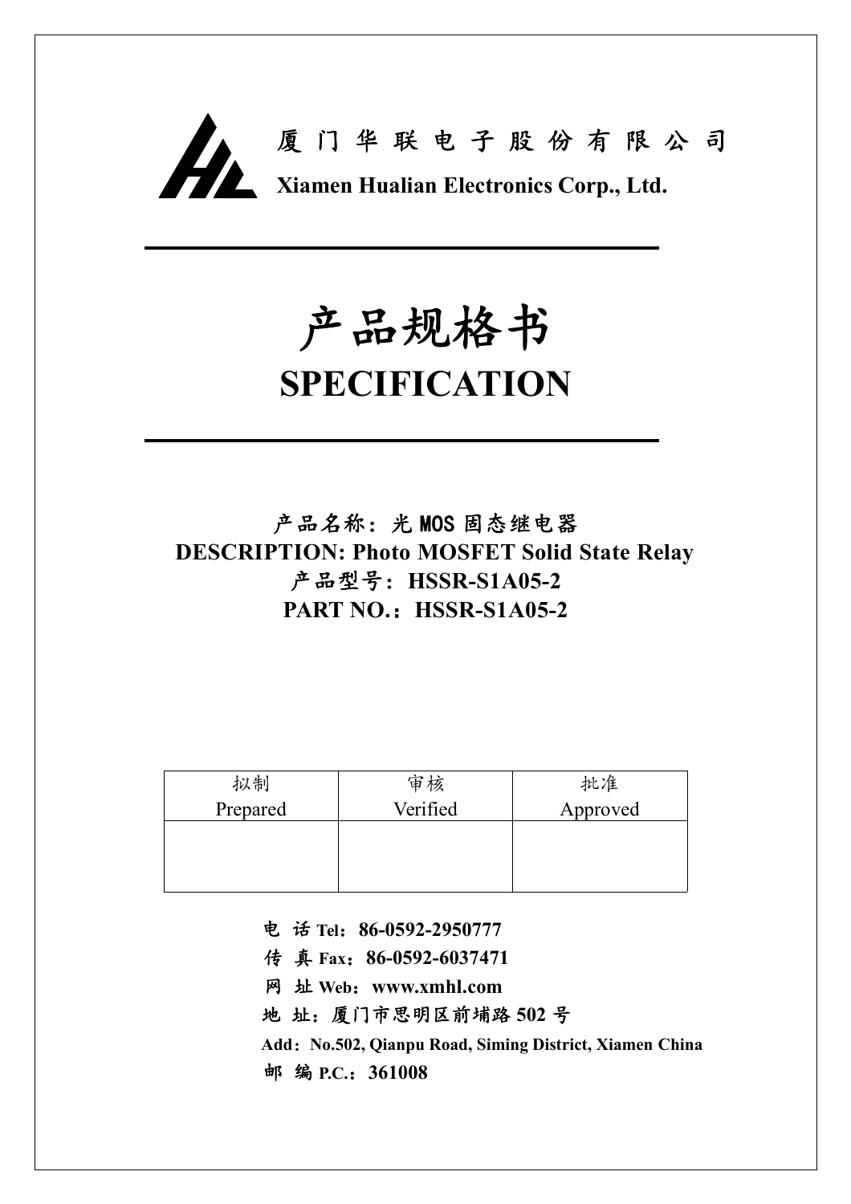厦 门 华 联 电 子 股 份 有 限 公 司

**Xiamen Hualian Electronics Corp., Ltd.**

# 产品规格书

# SPECIFICATION

**产品名称：光 MOS 固态继电器**

**DESCRIPTION: Photo MOSFET Solid State Relay**

**产品型号：HSSR-S1A05-2**

**PART NO.：HSSR-S1A05-2**

| 拟制<br>Prepared | 审核<br>Verified | 批准<br>Approved |
| --- | --- | --- |
| | | |

**电 话 Tel：86-0592-2950777**

**传 真 Fax：86-0592-6037471**

**网 址 Web：www.xmhl.com**

**地 址：厦门市思明区前埔路 502 号**

**Add：No.502, Qianpu Road, Siming District, Xiamen China**

**邮 编 P.C.：361008**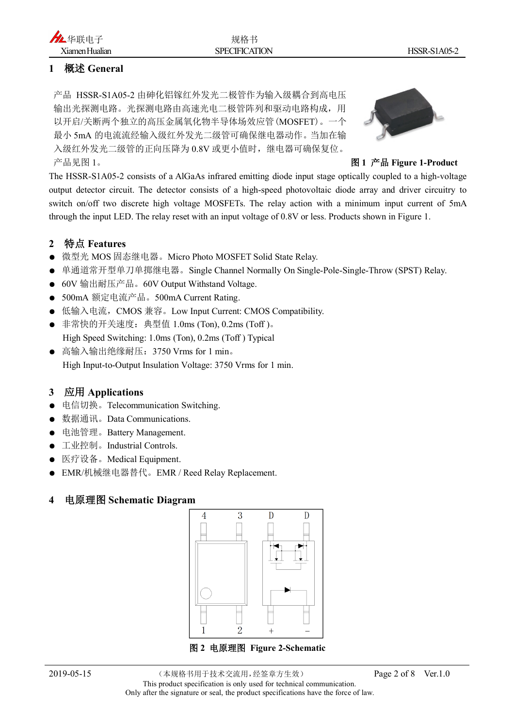## 1 概述 General

产品 HSSR-S1A05-2 由砷化铝镓红外发光二极管作为输入级耦合到高电压输出光探测电路。光探测电路由高速光电二极管阵列和驱动电路构成，用以开启/关断两个独立的高压金属氧化物半导体场效应管(MOSFET)。一个最小 5mA 的电流流经输入级红外发光二级管可确保继电器动作。当加在输入级红外发光二级管的正向压降为 0.8V 或更小值时，继电器可确保复位。产品见图 1。

图 1 产品 Figure 1-Product

The HSSR-S1A05-2 consists of a AlGaAs infrared emitting diode input stage optically coupled to a high-voltage output detector circuit. The detector consists of a high-speed photovoltaic diode array and driver circuitry to switch on/off two discrete high voltage MOSFETs. The relay action with a minimum input current of 5mA through the input LED. The relay reset with an input voltage of 0.8V or less. Products shown in Figure 1.

## 2 特点 Features

- 微型光 MOS 固态继电器。Micro Photo MOSFET Solid State Relay.
- 单通道常开型单刀单掷继电器。Single Channel Normally On Single-Pole-Single-Throw (SPST) Relay.
- 60V 输出耐压产品。60V Output Withstand Voltage.
- 500mA 额定电流产品。500mA Current Rating.
- 低输入电流，CMOS 兼容。Low Input Current: CMOS Compatibility.
- 非常快的开关速度：典型值 1.0ms (Ton), 0.2ms (Toff )。
  High Speed Switching: 1.0ms (Ton), 0.2ms (Toff ) Typical
- 高输入输出绝缘耐压：3750 Vrms for 1 min。
  High Input-to-Output Insulation Voltage: 3750 Vrms for 1 min.

## 3 应用 Applications

- 电信切换。Telecommunication Switching.
- 数据通讯。Data Communications.
- 电池管理。Battery Management.
- 工业控制。Industrial Controls.
- 医疗设备。Medical Equipment.
- EMR/机械继电器替代。EMR / Reed Relay Replacement.

## 4 电原理图 Schematic Diagram

4 3 D D

1 2 + −

图 2 电原理图 Figure 2-Schematic

（本规格书用于技术交流用，经签章方生效）
This product specification is only used for technical communication.
Only after the signature or seal, the product specifications have the force of law.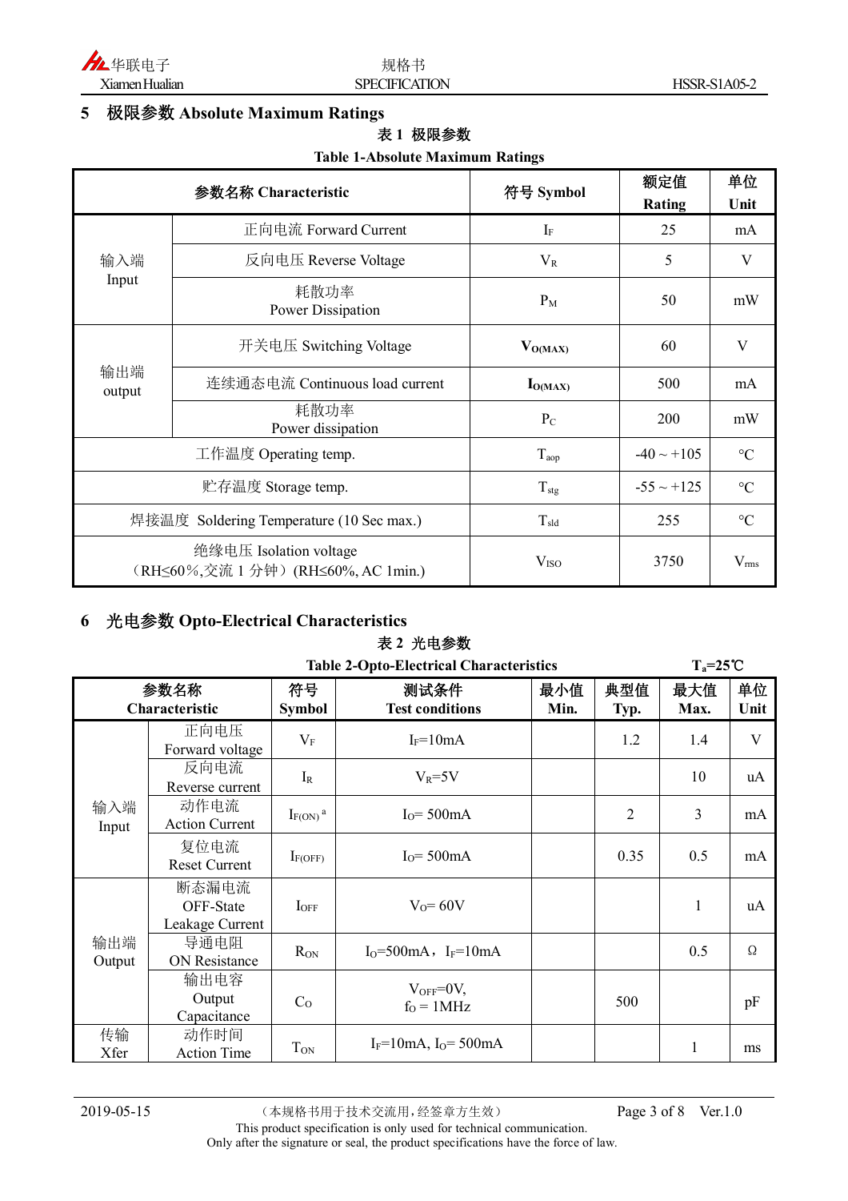## 5 极限参数 Absolute Maximum Ratings

**表 1 极限参数**

**Table 1-Absolute Maximum Ratings**

| 参数名称 Characteristic | | 符号 Symbol | 额定值 Rating | 单位 Unit |
|---|---|---|---|---|
| 输入端 Input | 正向电流 Forward Current | $I_F$ | 25 | mA |
| | 反向电压 Reverse Voltage | $V_R$ | 5 | V |
| | 耗散功率 Power Dissipation | $P_M$ | 50 | mW |
| 输出端 output | 开关电压 Switching Voltage | $V_{O(MAX)}$ | 60 | V |
| | 连续通态电流 Continuous load current | $I_{O(MAX)}$ | 500 | mA |
| | 耗散功率 Power dissipation | $P_C$ | 200 | mW |
| 工作温度 Operating temp. | | $T_{aop}$ | -40 ~ +105 | ℃ |
| 贮存温度 Storage temp. | | $T_{stg}$ | -55 ~ +125 | ℃ |
| 焊接温度 Soldering Temperature (10 Sec max.) | | $T_{sld}$ | 255 | ℃ |
| 绝缘电压 Isolation voltage （RH≤60%,交流 1 分钟）(RH≤60%, AC 1min.) | | $V_{ISO}$ | 3750 | $V_{rms}$ |

## 6 光电参数 Opto-Electrical Characteristics

**表 2 光电参数**

**Table 2-Opto-Electrical Characteristics** $T_a$=25℃

| 参数名称 Characteristic | | 符号 Symbol | 测试条件 Test conditions | 最小值 Min. | 典型值 Typ. | 最大值 Max. | 单位 Unit |
|---|---|---|---|---|---|---|---|
| 输入端 Input | 正向电压 Forward voltage | $V_F$ | $I_F$=10mA | | 1.2 | 1.4 | V |
| | 反向电流 Reverse current | $I_R$ | $V_R$=5V | | | 10 | uA |
| | 动作电流 Action Current | $I_{F(ON)}$ [a] | $I_O$= 500mA | | 2 | 3 | mA |
| | 复位电流 Reset Current | $I_{F(OFF)}$ | $I_O$= 500mA | | 0.35 | 0.5 | mA |
| 输出端 Output | 断态漏电流 OFF-State Leakage Current | $I_{OFF}$ | $V_O$= 60V | | | 1 | uA |
| | 导通电阻 ON Resistance | $R_{ON}$ | $I_O$=500mA，$I_F$=10mA | | | 0.5 | Ω |
| | 输出电容 Output Capacitance | $C_O$ | $V_{OFF}$=0V, $f_O$ = 1MHz | | 500 | | pF |
| 传输 Xfer | 动作时间 Action Time | $T_{ON}$ | $I_F$=10mA, $I_O$= 500mA | | | 1 | ms |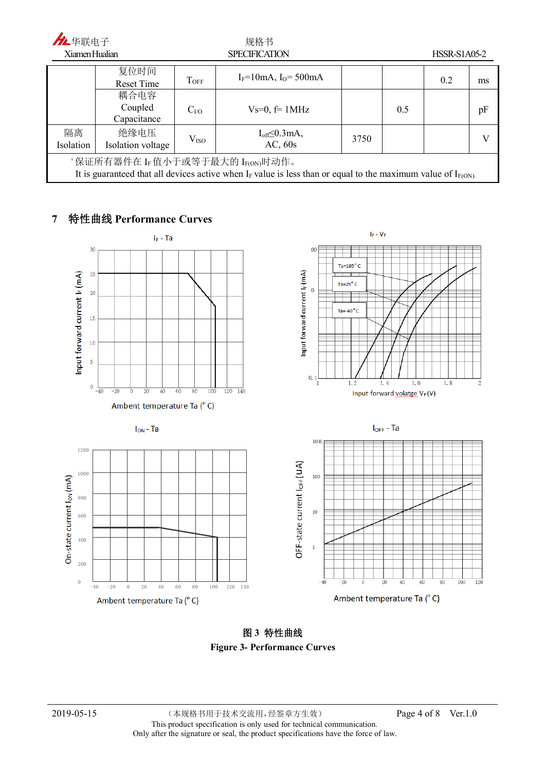| | | | | | | | |
|---|---|---|---|---|---|---|---|
| | 复位时间 Reset Time | $T_{OFF}$ | $I_F$=10mA, $I_O$= 500mA | | | 0.2 | ms |
| | 耦合电容 Coupled Capacitance | $C_{I/O}$ | Vs=0, f= 1MHz | | 0.5 | | pF |
| 隔离 Isolation | 绝缘电压 Isolation voltage | $V_{ISO}$ | $I_{off}$≤0.3mA, AC, 60s | 3750 | | | V |

[a]保证所有器件在 $I_F$ 值小于或等于最大的 $I_{F(ON)}$时动作。
It is guaranteed that all devices active when $I_F$ value is less than or equal to the maximum value of $I_{F(ON)}$.

## 7 特性曲线 Performance Curves

$I_F$ - Ta
Input forward current $I_F$ (mA)
30
25
20
15
10
5
0
−40 −20 0 20 40 60 80 100 120 140
Ambient temperature Ta (°C)

$I_F$ - $V_F$
Input forward current $I_F$ (mA)
00
0
0.1
Ta=105°C
Ta=25°C
Ta=-40°C
1 1.2 1.4 1.6 1.8 2
Input forward volatge $V_F$(V)

$I_{ON}$ - Ta
On-state current $I_{ON}$ (mA)
1200
1000
800
600
400
200
0
−40 −20 0 20 40 60 80 100 120 140
Ambient temperature Ta (°C)

$I_{OFF}$ - Ta
OFF-state current $I_{OFF}$ (UA)
1000
100
10
1
−40 −20 0 20 40 60 80 100 120
Ambient temperature Ta (°C)

**图 3 特性曲线**
**Figure 3- Performance Curves**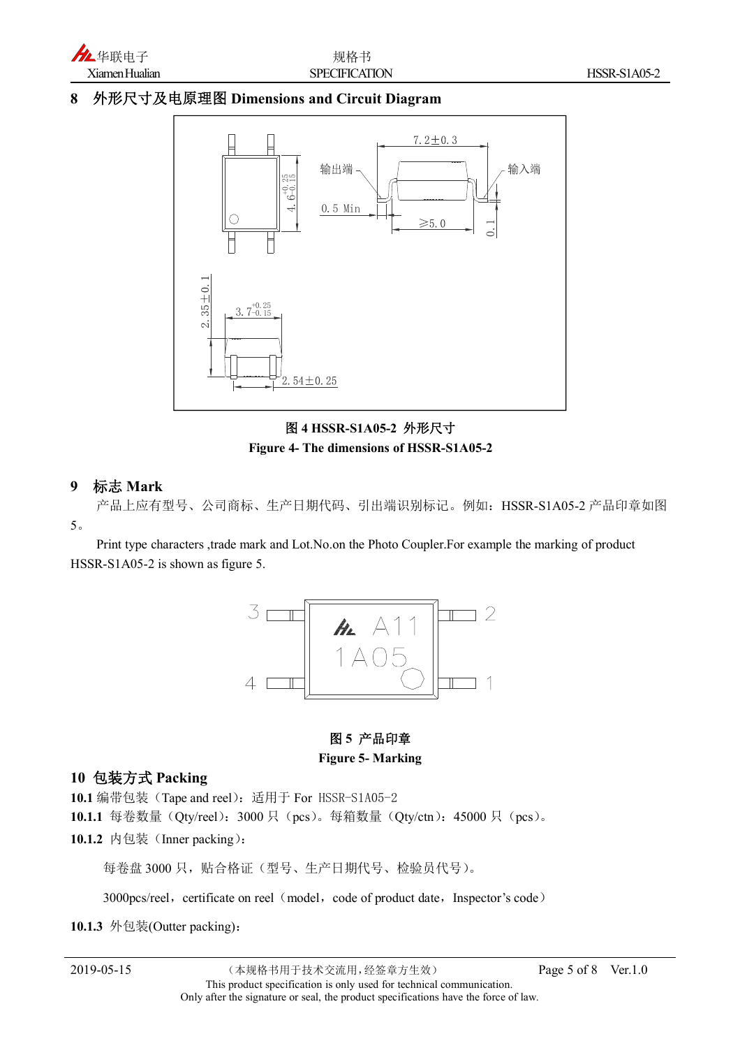## 8 外形尺寸及电原理图 Dimensions and Circuit Diagram

7.2±0.3
输出端
输入端
4.6+0.25 -0.15
0.5 Min
≥5.0
0.1
2.35±0.1
3.7+0.25 -0.15
2.54±0.25

**图 4 HSSR-S1A05-2 外形尺寸**

**Figure 4- The dimensions of HSSR-S1A05-2**

## 9 标志 Mark

产品上应有型号、公司商标、生产日期代码、引出端识别标记。例如：HSSR-S1A05-2 产品印章如图5。

Print type characters ,trade mark and Lot.No.on the Photo Coupler.For example the marking of product HSSR-S1A05-2 is shown as figure 5.

3
2
4
1
A11
1A05

**图 5 产品印章**

**Figure 5- Marking**

## 10 包装方式 Packing

**10.1** 编带包装（Tape and reel）：适用于 For HSSR-S1A05-2

**10.1.1** 每卷数量（Qty/reel）：3000 只（pcs）。每箱数量（Qty/ctn）：45000 只（pcs）。

**10.1.2** 内包装（Inner packing）：

每卷盘 3000 只，贴合格证（型号、生产日期代号、检验员代号）。

3000pcs/reel，certificate on reel（model，code of product date，Inspector's code）

**10.1.3** 外包装(Outter packing)：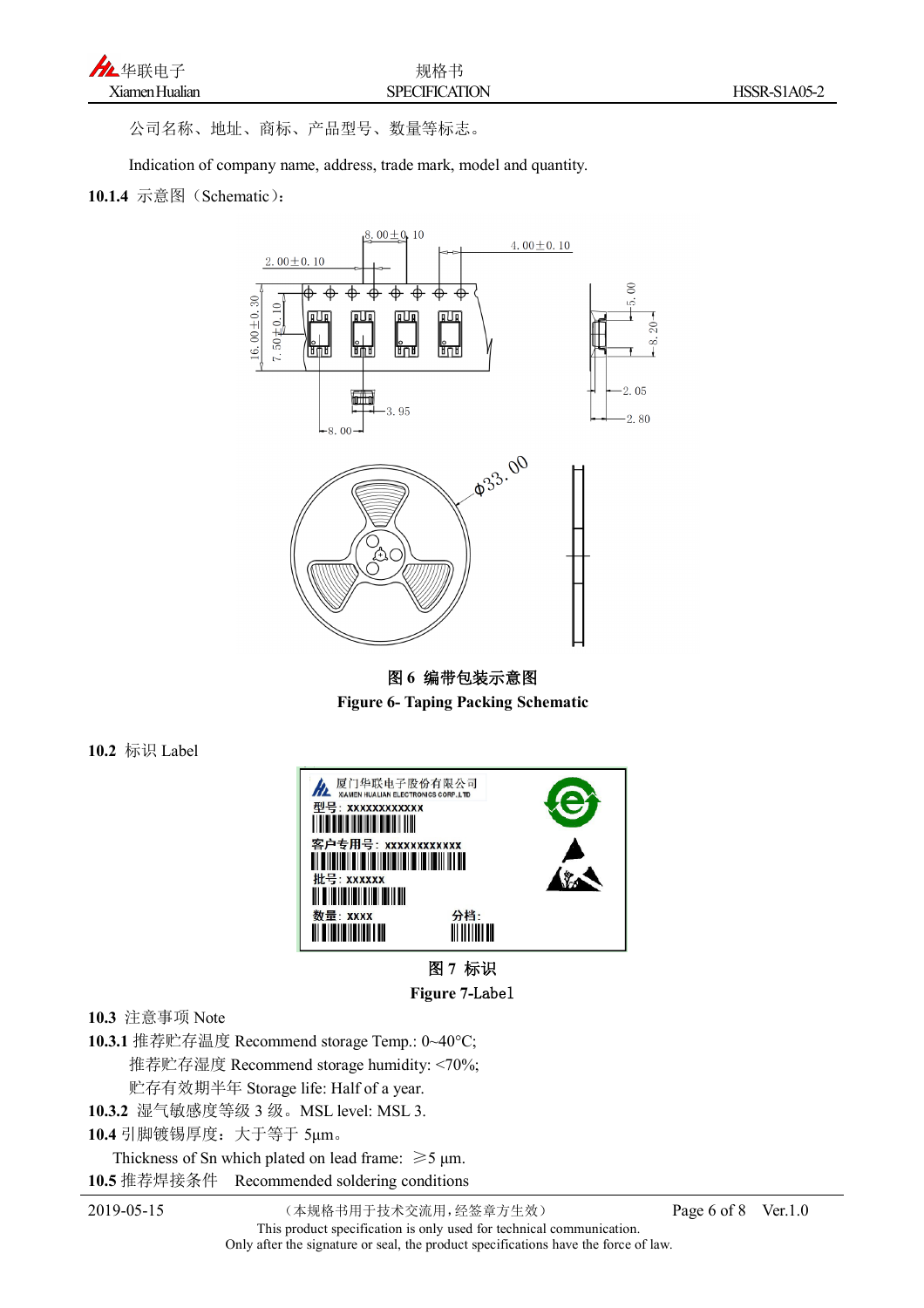公司名称、地址、商标、产品型号、数量等标志。

Indication of company name, address, trade mark, model and quantity.

**10.1.4** 示意图（Schematic）：

8.00±0.10

4.00±0.10

2.00±0.10

16.00±0.30

7.50±0.10

3.95

8.00

5.00

8.20

2.05

2.80

ϕ33.00

**图 6 编带包装示意图**

**Figure 6- Taping Packing Schematic**

**10.2** 标识 Label

厦门华联电子股份有限公司

XIAMEN HUALIAN ELECTRONICS CORP.,LTD

型号：XXXXXXXXXXXX

客户专用号：XXXXXXXXXXXX

批号：XXXXXX

数量：XXXX

分档：

**图 7 标识**

**Figure 7-Label**

**10.3** 注意事项 Note

**10.3.1** 推荐贮存温度 Recommend storage Temp.: 0~40°C;

推荐贮存湿度 Recommend storage humidity: <70%;

贮存有效期半年 Storage life: Half of a year.

**10.3.2** 湿气敏感度等级 3 级。MSL level: MSL 3.

**10.4** 引脚镀锡厚度：大于等于 5μm。

Thickness of Sn which plated on lead frame: ≥5 μm.

**10.5** 推荐焊接条件 Recommended soldering conditions

2019-05-15 （本规格书用于技术交流用，经签章方生效）

This product specification is only used for technical communication.

Only after the signature or seal, the product specifications have the force of law.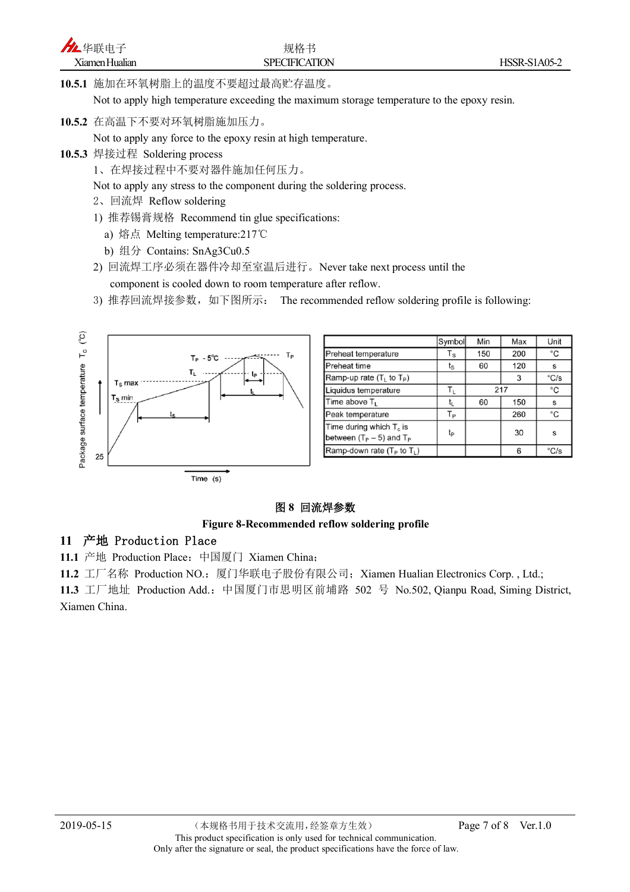**10.5.1** 施加在环氧树脂上的温度不要超过最高贮存温度。

Not to apply high temperature exceeding the maximum storage temperature to the epoxy resin.

**10.5.2** 在高温下不要对环氧树脂施加压力。

Not to apply any force to the epoxy resin at high temperature.

**10.5.3** 焊接过程 Soldering process

1、在焊接过程中不要对器件施加任何压力。

Not to apply any stress to the component during the soldering process.

2、回流焊 Reflow soldering

1) 推荐锡膏规格 Recommend tin glue specifications:

a) 熔点 Melting temperature:217℃

b) 组分 Contains: SnAg3Cu0.5

2) 回流焊工序必须在器件冷却至室温后进行。Never take next process until the component is cooled down to room temperature after reflow.

3) 推荐回流焊接参数，如下图所示： The recommended reflow soldering profile is following:

Package surface temperature $T_c$ (°C)

$T_P$ - 5°C

$T_P$

$T_L$

$t_P$

$T_S$ max

$T_S$ min

$t_L$

$t_S$

25

Time (s)

| | Symbol | Min | Max | Unit |
|---|---|---|---|---|
| Preheat temperature | $T_S$ | 150 | 200 | °C |
| Preheat time | $t_S$ | 60 | 120 | s |
| Ramp-up rate ($T_L$ to $T_P$) | | | 3 | °C/s |
| Liquidus temperature | $T_L$ | 217 | | °C |
| Time above $T_L$ | $t_L$ | 60 | 150 | s |
| Peak temperature | $T_P$ | | 260 | °C |
| Time during which $T_c$ is between ($T_P$ – 5) and $T_P$ | $t_P$ | | 30 | s |
| Ramp-down rate ($T_P$ to $T_L$) | | | 6 | °C/s |

**图 8 回流焊参数**

**Figure 8-Recommended reflow soldering profile**

## 11 产地 Production Place

**11.1** 产地 Production Place：中国厦门 Xiamen China；

**11.2** 工厂名称 Production NO.：厦门华联电子股份有限公司；Xiamen Hualian Electronics Corp. , Ltd.;

**11.3** 工厂地址 Production Add.：中国厦门市思明区前埔路 502 号 No.502, Qianpu Road, Siming District, Xiamen China.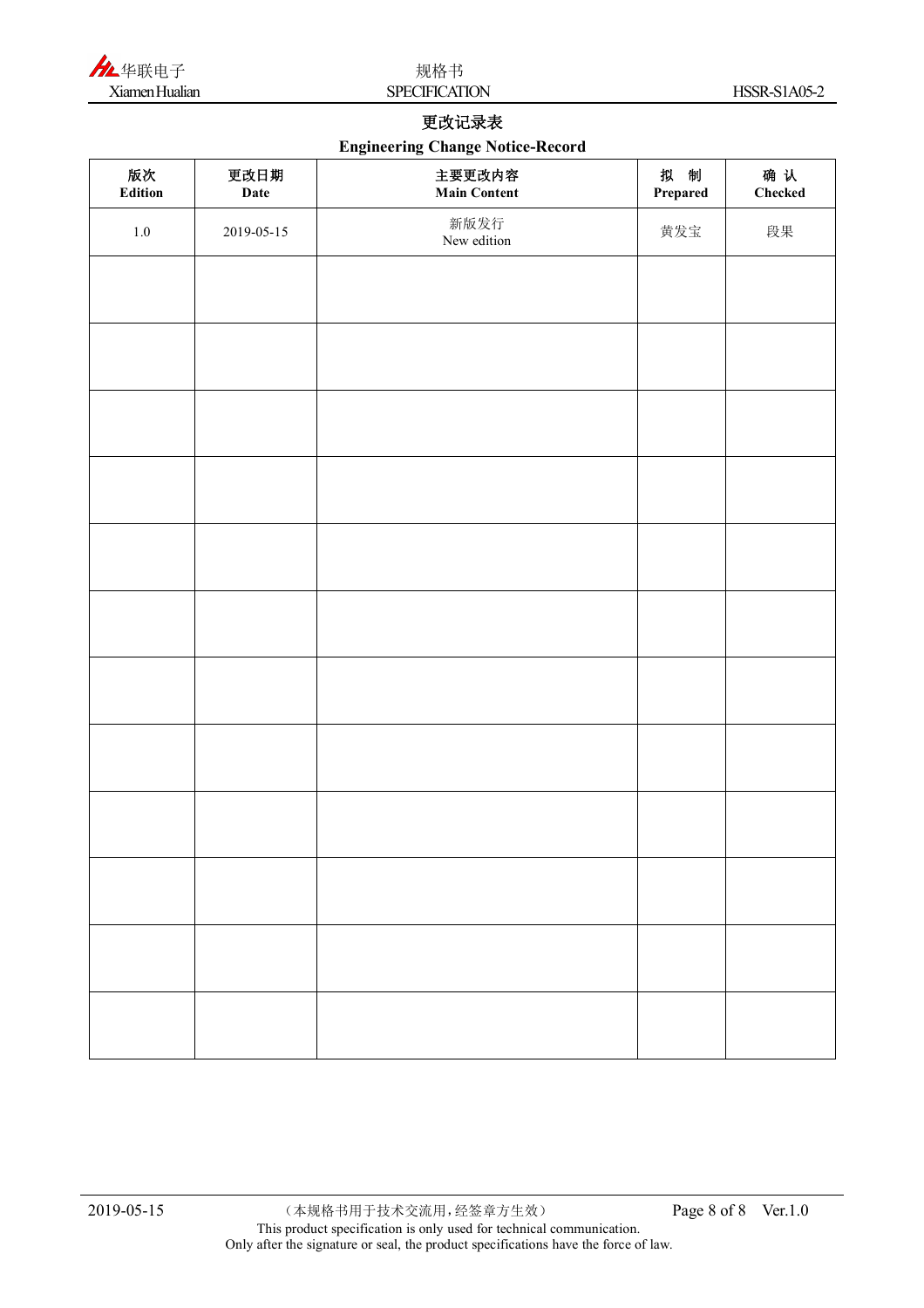## 更改记录表

## Engineering Change Notice-Record

| 版次<br>Edition | 更改日期<br>Date | 主要更改内容<br>Main Content | 拟　制<br>Prepared | 确 认<br>Checked |
|---|---|---|---|---|
| 1.0 | 2019-05-15 | 新版发行<br>New edition | 黄发宝 | 段果 |
| | | | | |
| | | | | |
| | | | | |
| | | | | |
| | | | | |
| | | | | |
| | | | | |
| | | | | |
| | | | | |
| | | | | |
| | | | | |
| | | | | |

（本规格书用于技术交流用，经签章方生效）
This product specification is only used for technical communication.
Only after the signature or seal, the product specifications have the force of law.